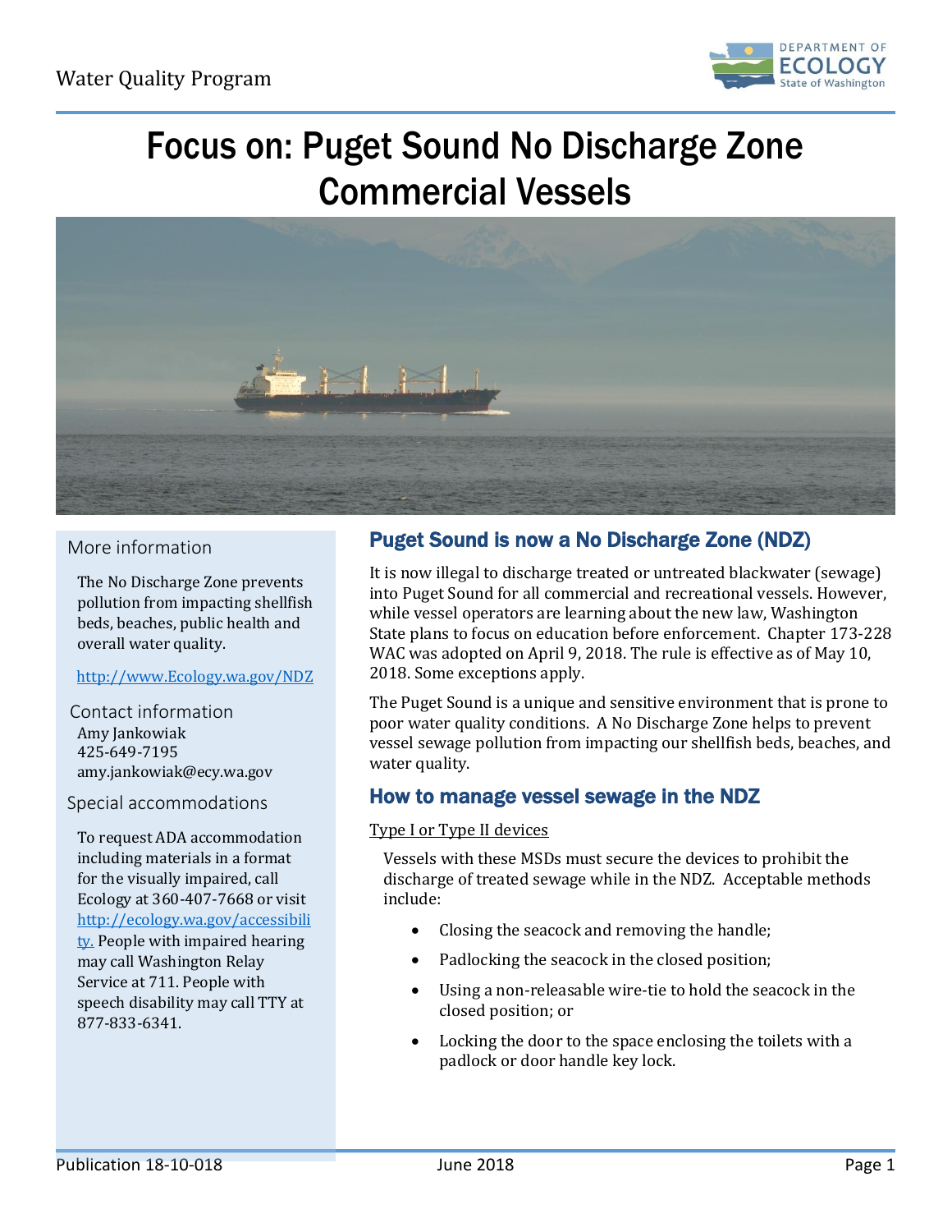Water Quality Program

# Focus on: Puget Sound No Discharge Zone Commercial Vessels

## Puget Sound is now a No Discharge Zone (NDZ)

It is now illegal to discharge treated or untreated blackwater (sewage) into Puget Sound for all commercial and recreational vessels. However, while vessel operators are learning about the new law, Washington State plans to focus on education before enforcement. Chapter 173-228 WAC was adopted on April 9, 2018. The rule is effective as of May 10, 2018. Some exceptions apply.

The Puget Sound is a unique and sensitive environment that is prone to poor water quality conditions. A No Discharge Zone helps to prevent vessel sewage pollution from impacting our shellfish beds, beaches, and water quality.

## How to manage vessel sewage in the NDZ

Type I or Type II devices

Vessels with these MSDs must secure the devices to prohibit the discharge of treated sewage while in the NDZ. Acceptable methods include:

- Closing the seacock and removing the handle;
- Padlocking the seacock in the closed position;
- Using a non-releasable wire-tie to hold the seacock in the closed position; or
- Locking the door to the space enclosing the toilets with a padlock or door handle key lock.

### More information

The No Discharge Zone prevents pollution from impacting shellfish beds, beaches, public health and overall water quality.

http://www.Ecology.wa.gov/NDZ

### Contact information

Amy Jankowiak
425-649-7195
amy.jankowiak@ecy.wa.gov

### Special accommodations

To request ADA accommodation including materials in a format for the visually impaired, call Ecology at 360-407-7668 or visit http://ecology.wa.gov/accessibility. People with impaired hearing may call Washington Relay Service at 711. People with speech disability may call TTY at 877-833-6341.

Publication 18-10-018 June 2018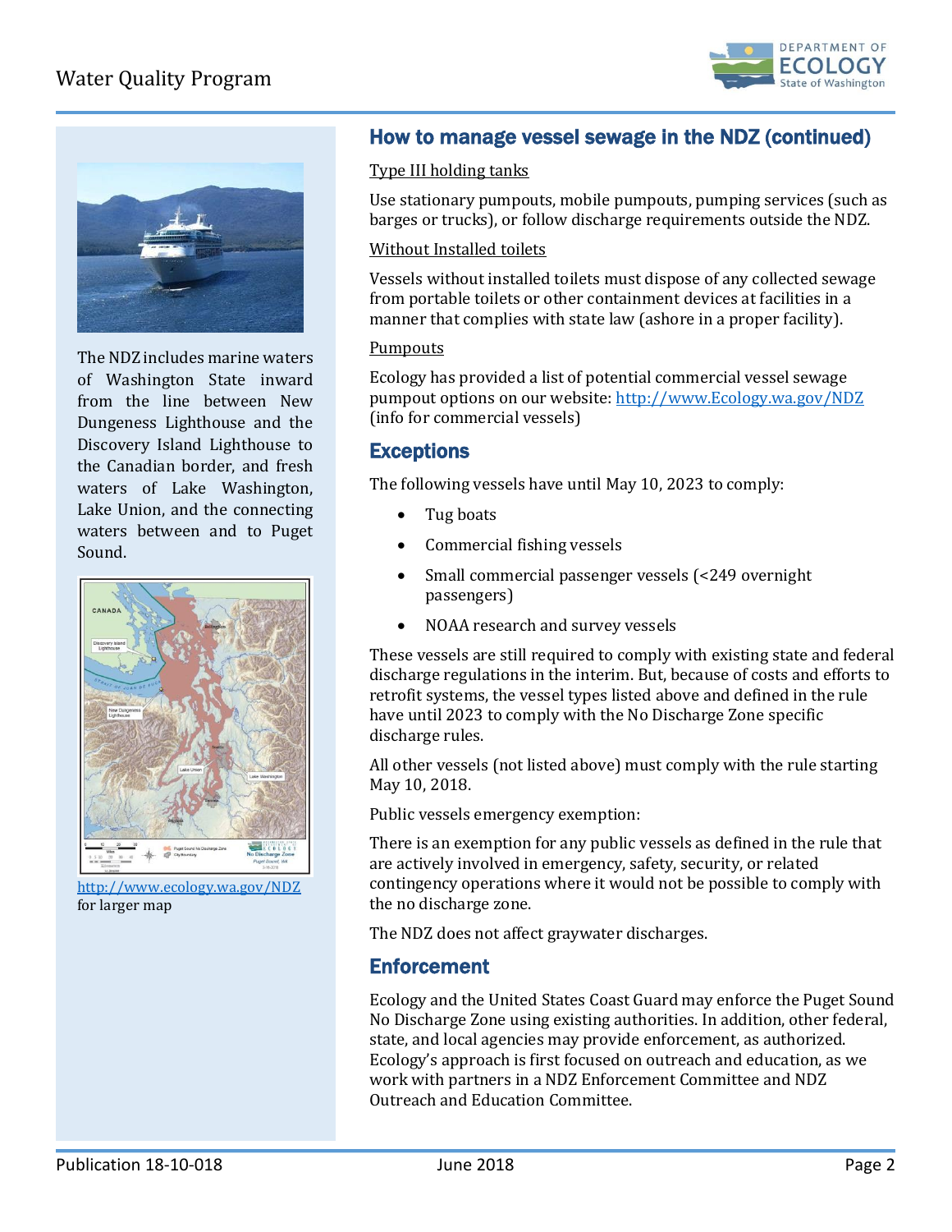The NDZ includes marine waters of Washington State inward from the line between New Dungeness Lighthouse and the Discovery Island Lighthouse to the Canadian border, and fresh waters of Lake Washington, Lake Union, and the connecting waters between and to Puget Sound.

http://www.ecology.wa.gov/NDZ for larger map

## How to manage vessel sewage in the NDZ (continued)

Type III holding tanks

Use stationary pumpouts, mobile pumpouts, pumping services (such as barges or trucks), or follow discharge requirements outside the NDZ.

Without Installed toilets

Vessels without installed toilets must dispose of any collected sewage from portable toilets or other containment devices at facilities in a manner that complies with state law (ashore in a proper facility).

Pumpouts

Ecology has provided a list of potential commercial vessel sewage pumpout options on our website: http://www.Ecology.wa.gov/NDZ (info for commercial vessels)

## Exceptions

The following vessels have until May 10, 2023 to comply:

- Tug boats
- Commercial fishing vessels
- Small commercial passenger vessels (<249 overnight passengers)
- NOAA research and survey vessels

These vessels are still required to comply with existing state and federal discharge regulations in the interim. But, because of costs and efforts to retrofit systems, the vessel types listed above and defined in the rule have until 2023 to comply with the No Discharge Zone specific discharge rules.

All other vessels (not listed above) must comply with the rule starting May 10, 2018.

Public vessels emergency exemption:

There is an exemption for any public vessels as defined in the rule that are actively involved in emergency, safety, security, or related contingency operations where it would not be possible to comply with the no discharge zone.

The NDZ does not affect graywater discharges.

## Enforcement

Ecology and the United States Coast Guard may enforce the Puget Sound No Discharge Zone using existing authorities. In addition, other federal, state, and local agencies may provide enforcement, as authorized. Ecology's approach is first focused on outreach and education, as we work with partners in a NDZ Enforcement Committee and NDZ Outreach and Education Committee.